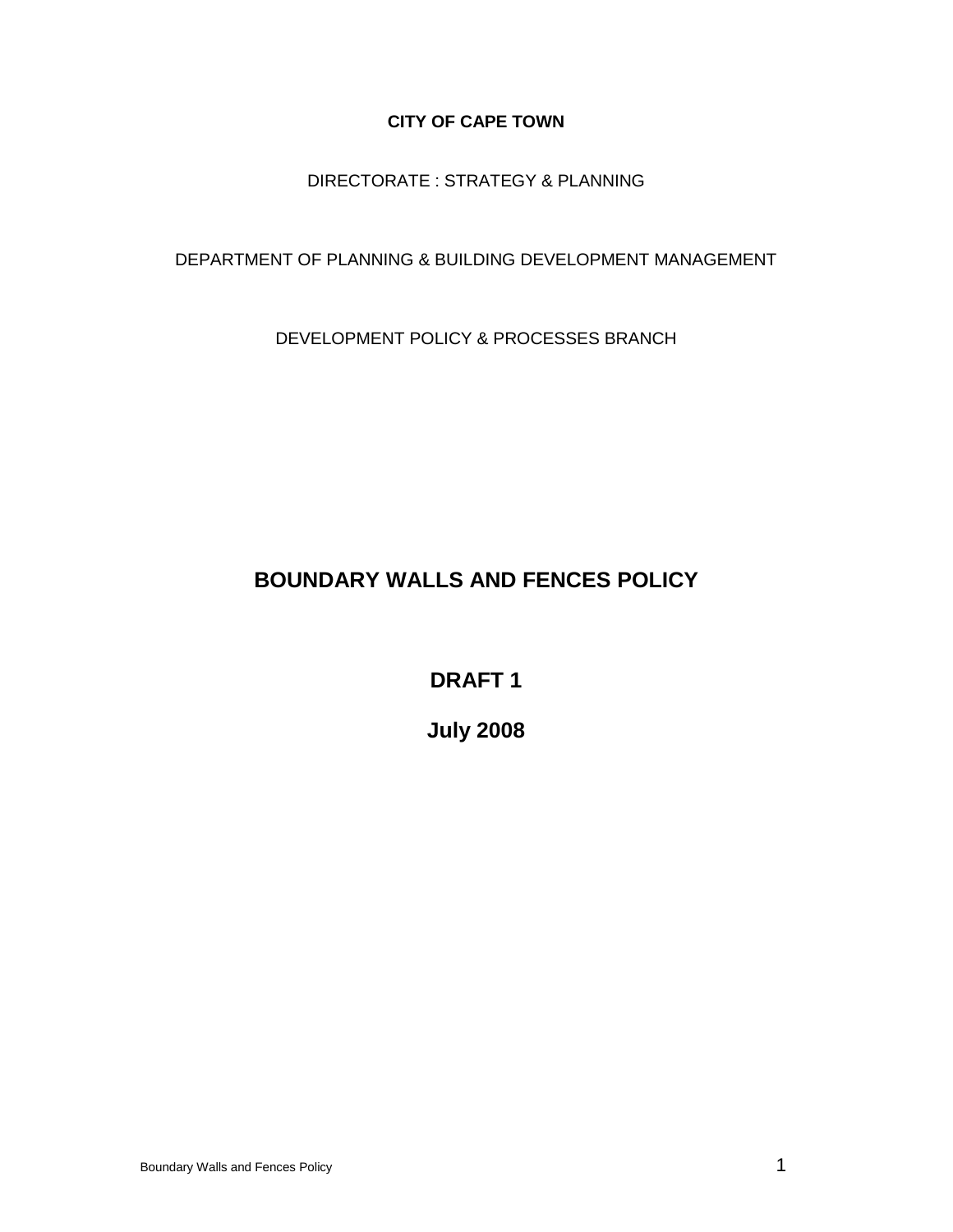**CITY OF CAPE TOWN**

DIRECTORATE : STRATEGY & PLANNING

DEPARTMENT OF PLANNING & BUILDING DEVELOPMENT MANAGEMENT

DEVELOPMENT POLICY & PROCESSES BRANCH

# BOUNDARY WALLS AND FENCES POLICY

## DRAFT 1

## July 2008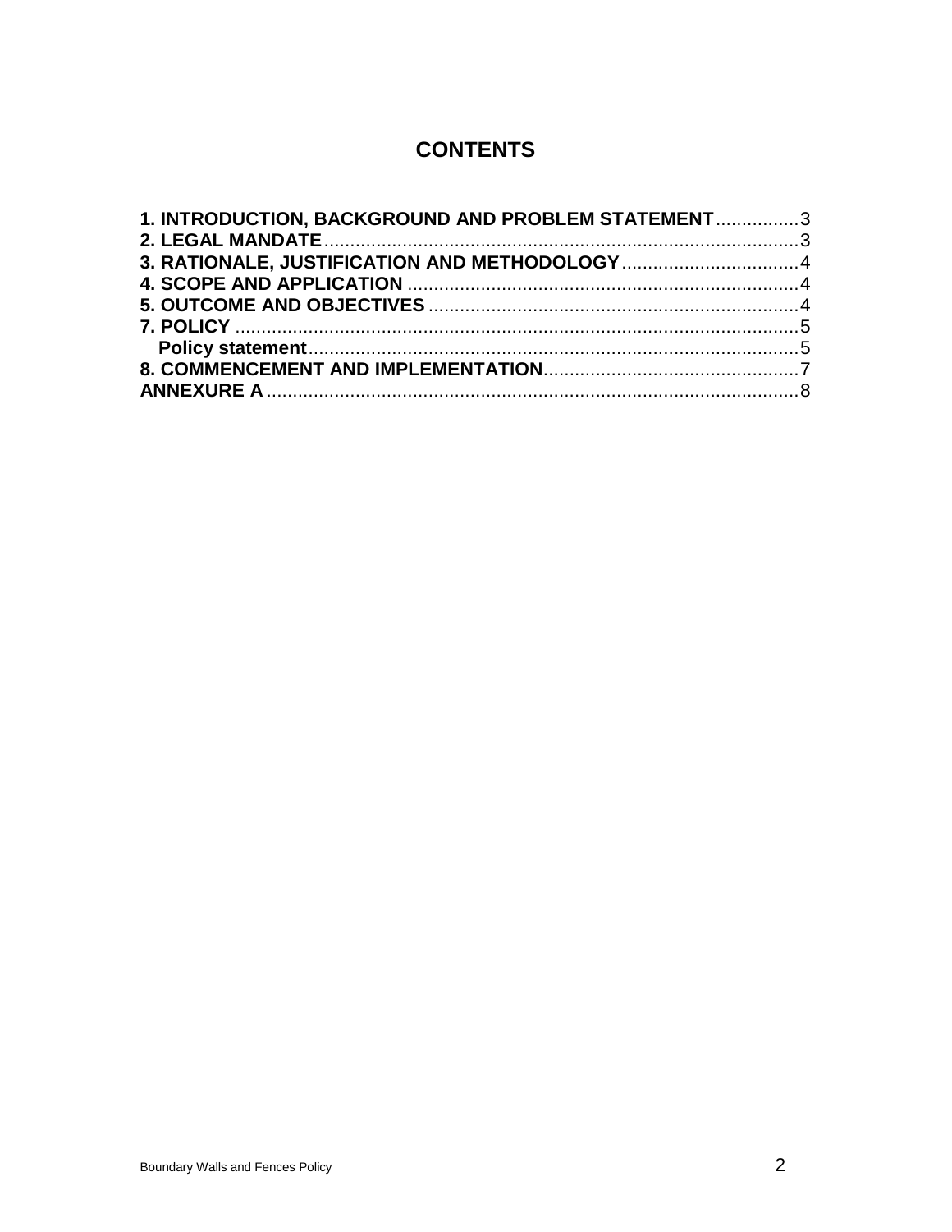# CONTENTS

**1. INTRODUCTION, BACKGROUND AND PROBLEM STATEMENT**................3
**2. LEGAL MANDATE**..........................................................................................3
**3. RATIONALE, JUSTIFICATION AND METHODOLOGY**..................................4
**4. SCOPE AND APPLICATION**..........................................................................4
**5. OUTCOME AND OBJECTIVES**......................................................................4
**7. POLICY**..........................................................................................................5
**Policy statement**...............................................................................................5
**8. COMMENCEMENT AND IMPLEMENTATION**................................................7
**ANNEXURE A**.....................................................................................................8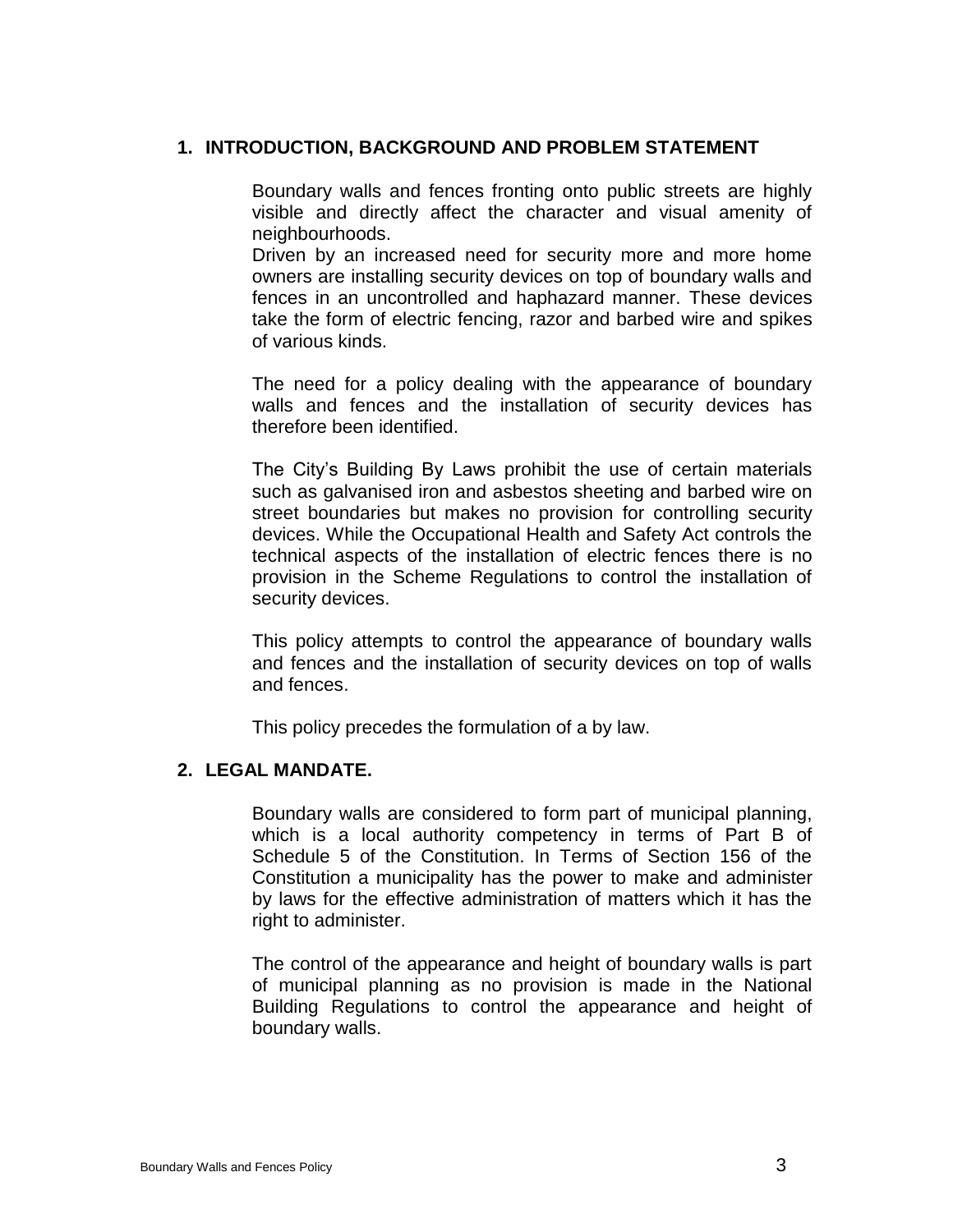## 1. INTRODUCTION, BACKGROUND AND PROBLEM STATEMENT

Boundary walls and fences fronting onto public streets are highly visible and directly affect the character and visual amenity of neighbourhoods.
Driven by an increased need for security more and more home owners are installing security devices on top of boundary walls and fences in an uncontrolled and haphazard manner. These devices take the form of electric fencing, razor and barbed wire and spikes of various kinds.

The need for a policy dealing with the appearance of boundary walls and fences and the installation of security devices has therefore been identified.

The City's Building By Laws prohibit the use of certain materials such as galvanised iron and asbestos sheeting and barbed wire on street boundaries but makes no provision for controlling security devices. While the Occupational Health and Safety Act controls the technical aspects of the installation of electric fences there is no provision in the Scheme Regulations to control the installation of security devices.

This policy attempts to control the appearance of boundary walls and fences and the installation of security devices on top of walls and fences.

This policy precedes the formulation of a by law.

## 2. LEGAL MANDATE.

Boundary walls are considered to form part of municipal planning, which is a local authority competency in terms of Part B of Schedule 5 of the Constitution. In Terms of Section 156 of the Constitution a municipality has the power to make and administer by laws for the effective administration of matters which it has the right to administer.

The control of the appearance and height of boundary walls is part of municipal planning as no provision is made in the National Building Regulations to control the appearance and height of boundary walls.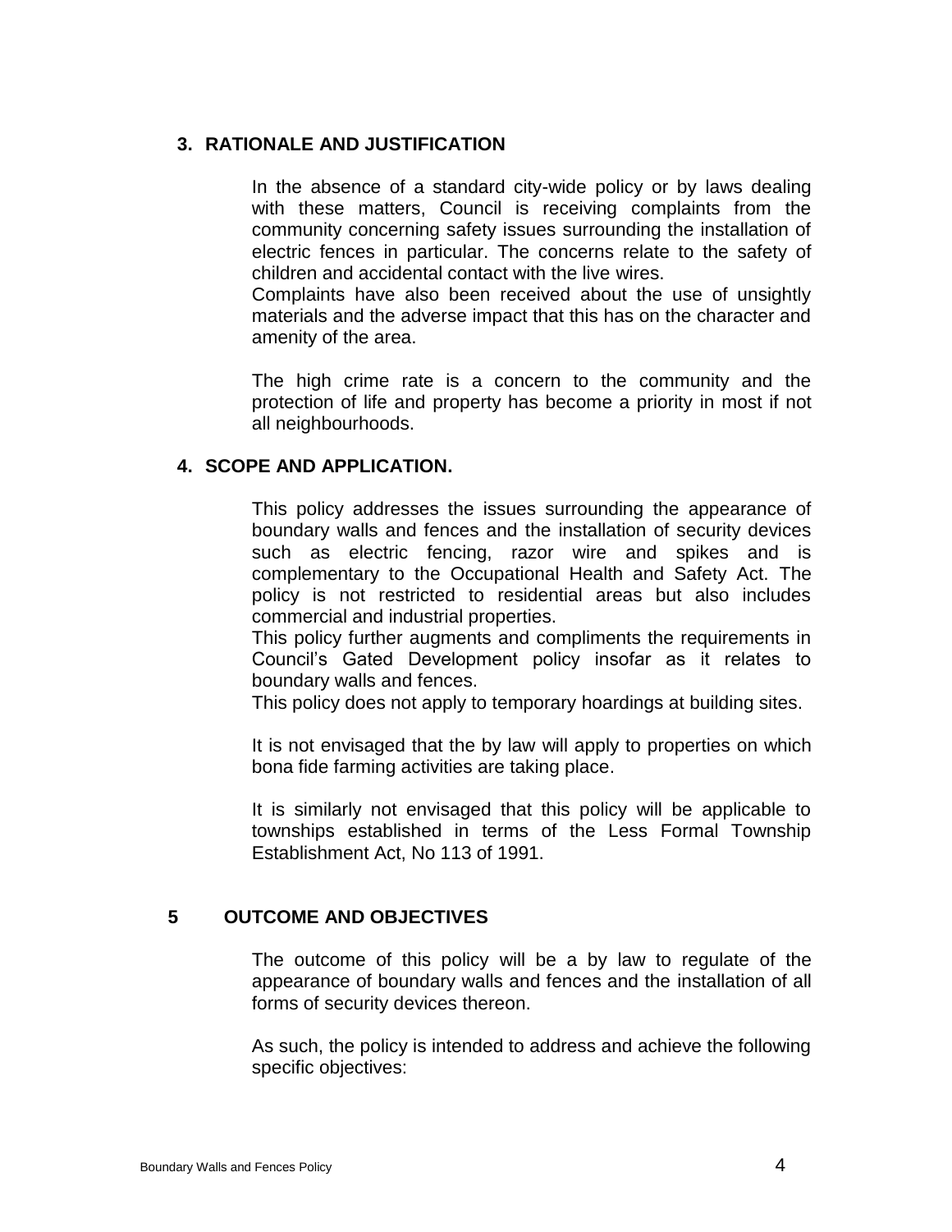## 3. RATIONALE AND JUSTIFICATION

In the absence of a standard city-wide policy or by laws dealing with these matters, Council is receiving complaints from the community concerning safety issues surrounding the installation of electric fences in particular. The concerns relate to the safety of children and accidental contact with the live wires.

Complaints have also been received about the use of unsightly materials and the adverse impact that this has on the character and amenity of the area.

The high crime rate is a concern to the community and the protection of life and property has become a priority in most if not all neighbourhoods.

## 4. SCOPE AND APPLICATION.

This policy addresses the issues surrounding the appearance of boundary walls and fences and the installation of security devices such as electric fencing, razor wire and spikes and is complementary to the Occupational Health and Safety Act. The policy is not restricted to residential areas but also includes commercial and industrial properties.

This policy further augments and compliments the requirements in Council's Gated Development policy insofar as it relates to boundary walls and fences.

This policy does not apply to temporary hoardings at building sites.

It is not envisaged that the by law will apply to properties on which bona fide farming activities are taking place.

It is similarly not envisaged that this policy will be applicable to townships established in terms of the Less Formal Township Establishment Act, No 113 of 1991.

## 5 OUTCOME AND OBJECTIVES

The outcome of this policy will be a by law to regulate of the appearance of boundary walls and fences and the installation of all forms of security devices thereon.

As such, the policy is intended to address and achieve the following specific objectives: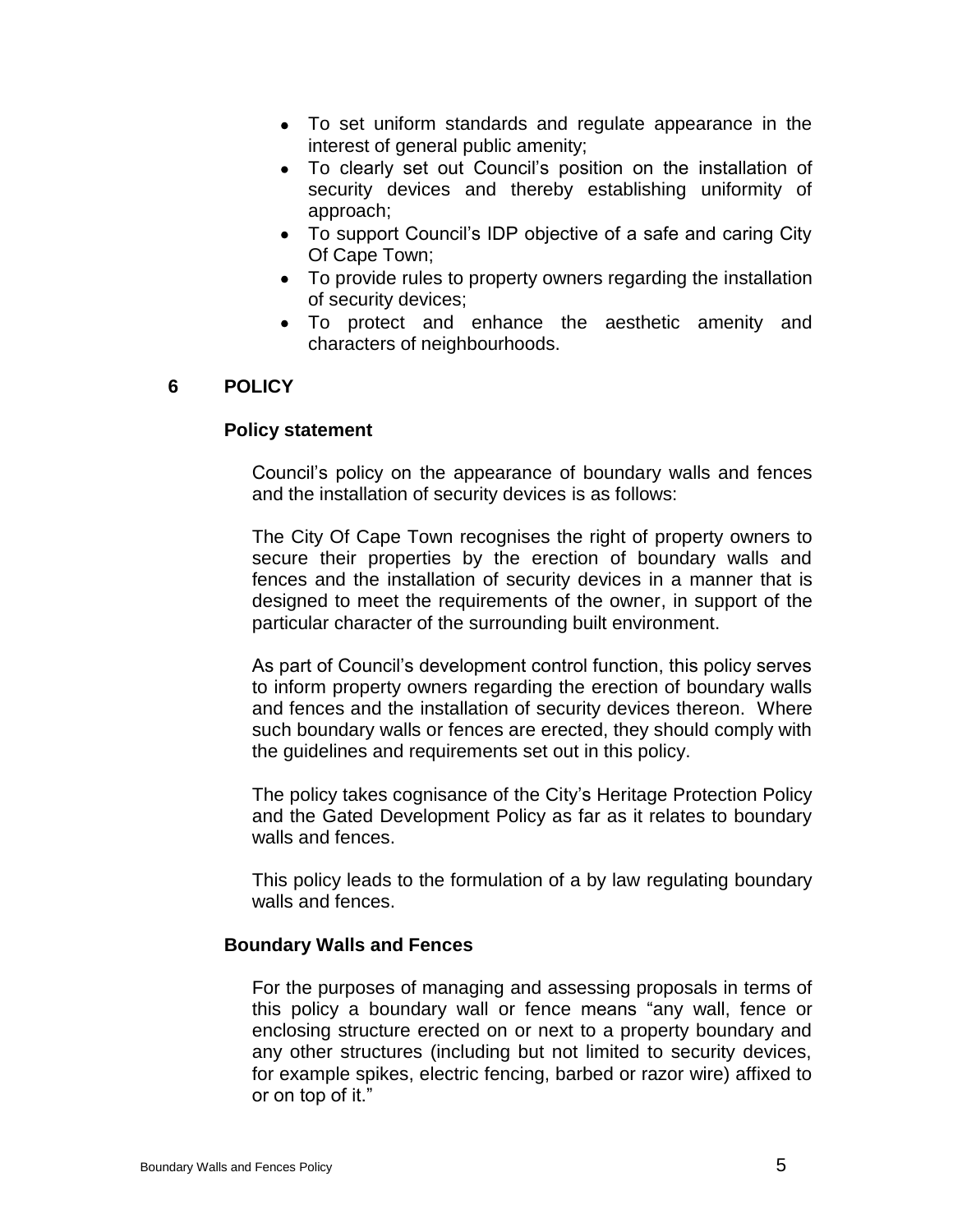- To set uniform standards and regulate appearance in the interest of general public amenity;
- To clearly set out Council's position on the installation of security devices and thereby establishing uniformity of approach;
- To support Council's IDP objective of a safe and caring City Of Cape Town;
- To provide rules to property owners regarding the installation of security devices;
- To protect and enhance the aesthetic amenity and characters of neighbourhoods.

## 6 POLICY

### Policy statement

Council's policy on the appearance of boundary walls and fences and the installation of security devices is as follows:

The City Of Cape Town recognises the right of property owners to secure their properties by the erection of boundary walls and fences and the installation of security devices in a manner that is designed to meet the requirements of the owner, in support of the particular character of the surrounding built environment.

As part of Council's development control function, this policy serves to inform property owners regarding the erection of boundary walls and fences and the installation of security devices thereon. Where such boundary walls or fences are erected, they should comply with the guidelines and requirements set out in this policy.

The policy takes cognisance of the City's Heritage Protection Policy and the Gated Development Policy as far as it relates to boundary walls and fences.

This policy leads to the formulation of a by law regulating boundary walls and fences.

### Boundary Walls and Fences

For the purposes of managing and assessing proposals in terms of this policy a boundary wall or fence means "any wall, fence or enclosing structure erected on or next to a property boundary and any other structures (including but not limited to security devices, for example spikes, electric fencing, barbed or razor wire) affixed to or on top of it."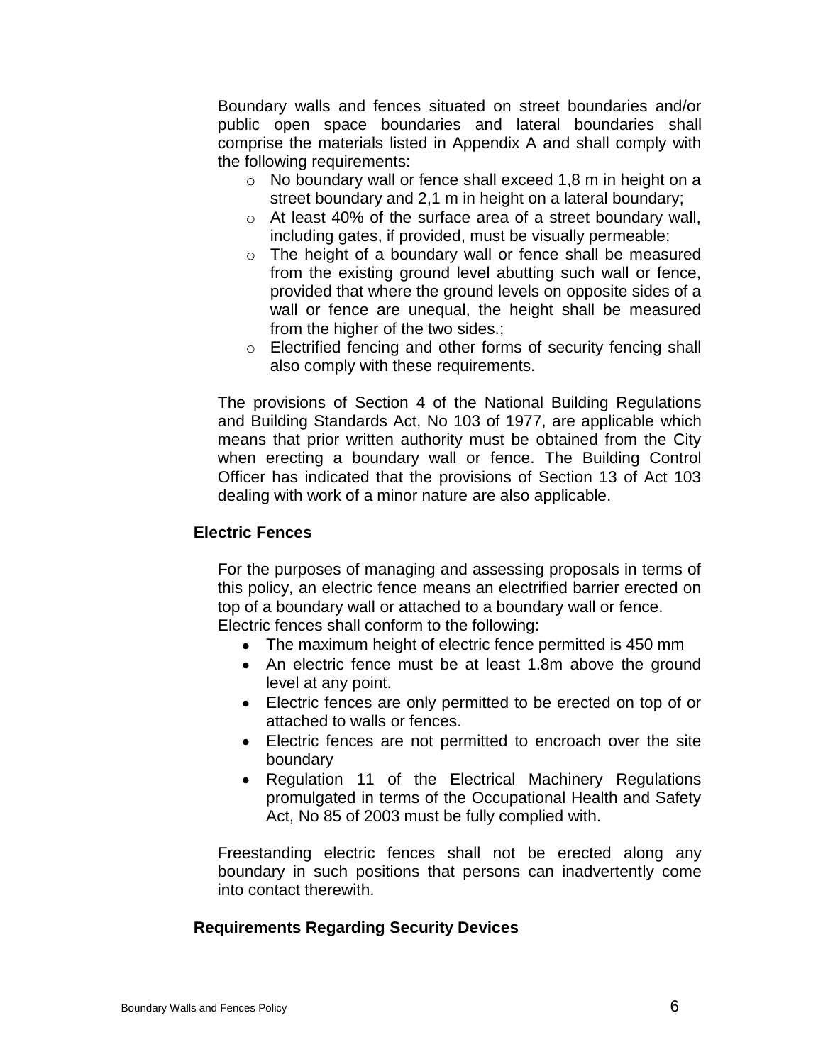Boundary walls and fences situated on street boundaries and/or public open space boundaries and lateral boundaries shall comprise the materials listed in Appendix A and shall comply with the following requirements:

- No boundary wall or fence shall exceed 1,8 m in height on a street boundary and 2,1 m in height on a lateral boundary;
- At least 40% of the surface area of a street boundary wall, including gates, if provided, must be visually permeable;
- The height of a boundary wall or fence shall be measured from the existing ground level abutting such wall or fence, provided that where the ground levels on opposite sides of a wall or fence are unequal, the height shall be measured from the higher of the two sides.;
- Electrified fencing and other forms of security fencing shall also comply with these requirements.

The provisions of Section 4 of the National Building Regulations and Building Standards Act, No 103 of 1977, are applicable which means that prior written authority must be obtained from the City when erecting a boundary wall or fence. The Building Control Officer has indicated that the provisions of Section 13 of Act 103 dealing with work of a minor nature are also applicable.

### Electric Fences

For the purposes of managing and assessing proposals in terms of this policy, an electric fence means an electrified barrier erected on top of a boundary wall or attached to a boundary wall or fence. Electric fences shall conform to the following:

- The maximum height of electric fence permitted is 450 mm
- An electric fence must be at least 1.8m above the ground level at any point.
- Electric fences are only permitted to be erected on top of or attached to walls or fences.
- Electric fences are not permitted to encroach over the site boundary
- Regulation 11 of the Electrical Machinery Regulations promulgated in terms of the Occupational Health and Safety Act, No 85 of 2003 must be fully complied with.

Freestanding electric fences shall not be erected along any boundary in such positions that persons can inadvertently come into contact therewith.

### Requirements Regarding Security Devices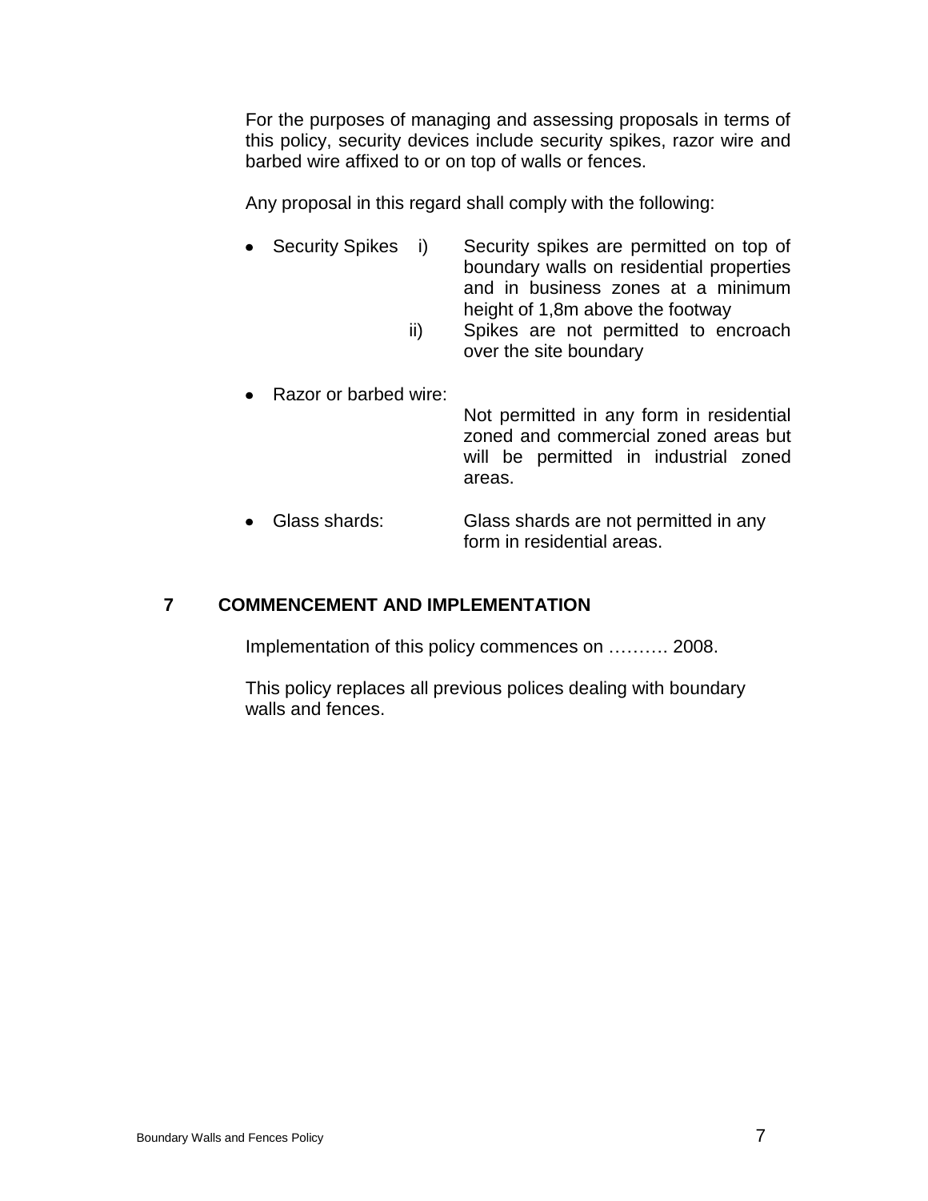For the purposes of managing and assessing proposals in terms of this policy, security devices include security spikes, razor wire and barbed wire affixed to or on top of walls or fences.

Any proposal in this regard shall comply with the following:

- Security Spikes
  - i) Security spikes are permitted on top of boundary walls on residential properties and in business zones at a minimum height of 1,8m above the footway
  - ii) Spikes are not permitted to encroach over the site boundary
- Razor or barbed wire: Not permitted in any form in residential zoned and commercial zoned areas but will be permitted in industrial zoned areas.
- Glass shards: Glass shards are not permitted in any form in residential areas.

## 7 COMMENCEMENT AND IMPLEMENTATION

Implementation of this policy commences on ………. 2008.

This policy replaces all previous polices dealing with boundary walls and fences.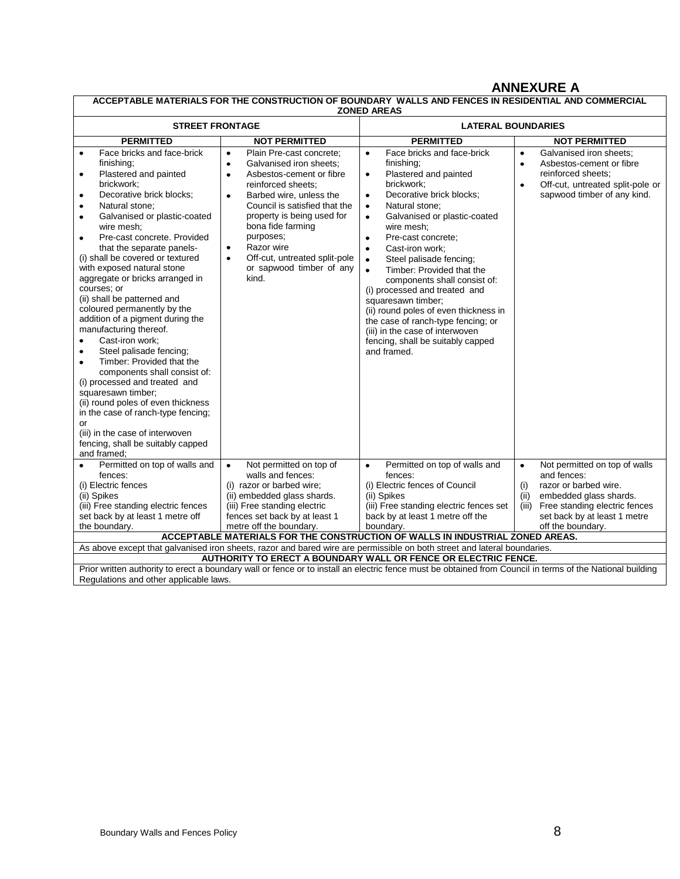## ANNEXURE A

| ACCEPTABLE MATERIALS FOR THE CONSTRUCTION OF BOUNDARY WALLS AND FENCES IN RESIDENTIAL AND COMMERCIAL ZONED AREAS | | | |
|---|---|---|---|
| **STREET FRONTAGE** | | **LATERAL BOUNDARIES** | |
| **PERMITTED** | **NOT PERMITTED** | **PERMITTED** | **NOT PERMITTED** |
| • Face bricks and face-brick finishing;<br>• Plastered and painted brickwork;<br>• Decorative brick blocks;<br>• Natural stone;<br>• Galvanised or plastic-coated wire mesh;<br>• Pre-cast concrete. Provided that the separate panels-<br>(i) shall be covered or textured with exposed natural stone aggregate or bricks arranged in courses; or<br>(ii) shall be patterned and coloured permanently by the addition of a pigment during the manufacturing thereof.<br>• Cast-iron work;<br>• Steel palisade fencing;<br>• Timber: Provided that the components shall consist of:<br>(i) processed and treated and squaresawn timber;<br>(ii) round poles of even thickness in the case of ranch-type fencing; or<br>(iii) in the case of interwoven fencing, shall be suitably capped and framed; | • Plain Pre-cast concrete;<br>• Galvanised iron sheets;<br>• Asbestos-cement or fibre reinforced sheets;<br>• Barbed wire, unless the Council is satisfied that the property is being used for bona fide farming purposes;<br>• Razor wire<br>• Off-cut, untreated split-pole or sapwood timber of any kind. | • Face bricks and face-brick finishing;<br>• Plastered and painted brickwork;<br>• Decorative brick blocks;<br>• Natural stone;<br>• Galvanised or plastic-coated wire mesh;<br>• Pre-cast concrete;<br>• Cast-iron work;<br>• Steel palisade fencing;<br>• Timber: Provided that the components shall consist of:<br>(i) processed and treated and squaresawn timber;<br>(ii) round poles of even thickness in the case of ranch-type fencing; or<br>(iii) in the case of interwoven fencing, shall be suitably capped and framed. | • Galvanised iron sheets;<br>• Asbestos-cement or fibre reinforced sheets;<br>• Off-cut, untreated split-pole or sapwood timber of any kind. |
| • Permitted on top of walls and fences:<br>(i) Electric fences<br>(ii) Spikes<br>(iii) Free standing electric fences set back by at least 1 metre off the boundary. | • Not permitted on top of walls and fences:<br>(i) razor or barbed wire;<br>(ii) embedded glass shards.<br>(iii) Free standing electric fences set back by at least 1 metre off the boundary. | • Permitted on top of walls and fences:<br>(i) Electric fences of Council<br>(ii) Spikes<br>(iii) Free standing electric fences set back by at least 1 metre off the boundary. | • Not permitted on top of walls and fences:<br>(i) razor or barbed wire.<br>(ii) embedded glass shards.<br>(iii) Free standing electric fences set back by at least 1 metre off the boundary. |
| **ACCEPTABLE MATERIALS FOR THE CONSTRUCTION OF WALLS IN INDUSTRIAL ZONED AREAS.** | | | |
| As above except that galvanised iron sheets, razor and bared wire are permissible on both street and lateral boundaries. | | | |
| **AUTHORITY TO ERECT A BOUNDARY WALL OR FENCE OR ELECTRIC FENCE.** | | | |
| Prior written authority to erect a boundary wall or fence or to install an electric fence must be obtained from Council in terms of the National building Regulations and other applicable laws. | | | |